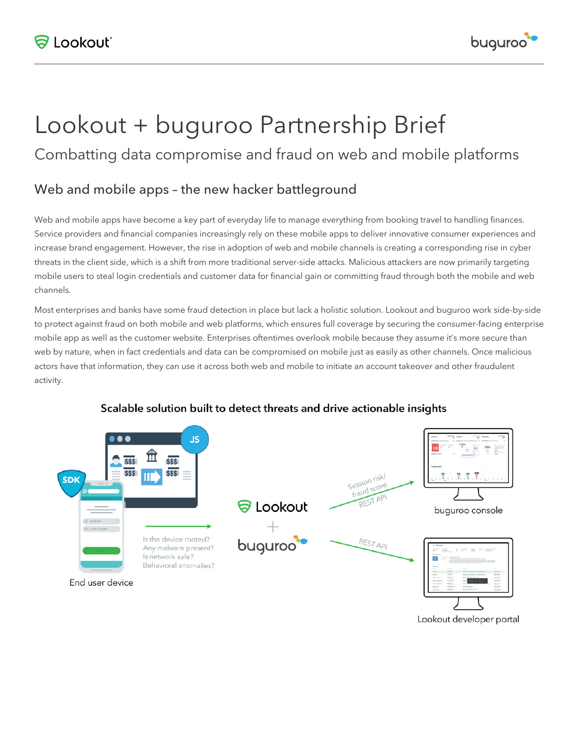# Lookout + buguroo Partnership Brief

## Combatting data compromise and fraud on web and mobile platforms

### Web and mobile apps – the new hacker battleground

Web and mobile apps have become a key part of everyday life to manage everything from booking travel to handling finances. Service providers and financial companies increasingly rely on these mobile apps to deliver innovative consumer experiences and increase brand engagement. However, the rise in adoption of web and mobile channels is creating a corresponding rise in cyber threats in the client side, which is a shift from more traditional server-side attacks. Malicious attackers are now primarily targeting mobile users to steal login credentials and customer data for financial gain or committing fraud through both the mobile and web channels.

Most enterprises and banks have some fraud detection in place but lack a holistic solution. Lookout and buguroo work side-by-side to protect against fraud on both mobile and web platforms, which ensures full coverage by securing the consumer-facing enterprise mobile app as well as the customer website. Enterprises oftentimes overlook mobile because they assume it's more secure than web by nature, when in fact credentials and data can be compromised on mobile just as easily as other channels. Once malicious actors have that information, they can use it across both web and mobile to initiate an account takeover and other fraudulent activity.

**Scalable solution built to detect threats and drive actionable insights**

End user device

Is the device rooted?
Any malware present?
Is network safe?
Behavioral anomalies?

Lookout + buguroo

Session risk/ fraud score REST API

buguroo console

REST API

Lookout developer portal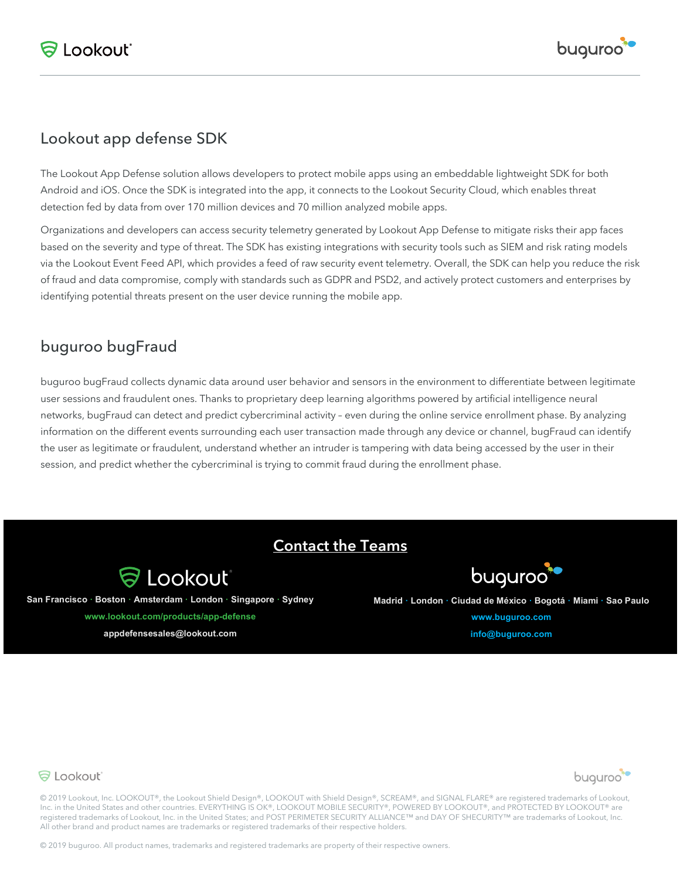## Lookout app defense SDK

The Lookout App Defense solution allows developers to protect mobile apps using an embeddable lightweight SDK for both Android and iOS. Once the SDK is integrated into the app, it connects to the Lookout Security Cloud, which enables threat detection fed by data from over 170 million devices and 70 million analyzed mobile apps.

Organizations and developers can access security telemetry generated by Lookout App Defense to mitigate risks their app faces based on the severity and type of threat. The SDK has existing integrations with security tools such as SIEM and risk rating models via the Lookout Event Feed API, which provides a feed of raw security event telemetry. Overall, the SDK can help you reduce the risk of fraud and data compromise, comply with standards such as GDPR and PSD2, and actively protect customers and enterprises by identifying potential threats present on the user device running the mobile app.

## buguroo bugFraud

buguroo bugFraud collects dynamic data around user behavior and sensors in the environment to differentiate between legitimate user sessions and fraudulent ones. Thanks to proprietary deep learning algorithms powered by artificial intelligence neural networks, bugFraud can detect and predict cybercriminal activity – even during the online service enrollment phase. By analyzing information on the different events surrounding each user transaction made through any device or channel, bugFraud can identify the user as legitimate or fraudulent, understand whether an intruder is tampering with data being accessed by the user in their session, and predict whether the cybercriminal is trying to commit fraud during the enrollment phase.

## Contact the Teams

**Lookout**

**San Francisco · Boston · Amsterdam · London · Singapore · Sydney**

**www.lookout.com/products/app-defense**

**appdefensesales@lookout.com**

**buguroo**

**Madrid · London · Ciudad de México · Bogotá · Miami · Sao Paulo**

**www.buguroo.com**

**info@buguroo.com**

© 2019 Lookout, Inc. LOOKOUT®, the Lookout Shield Design®, LOOKOUT with Shield Design®, SCREAM®, and SIGNAL FLARE® are registered trademarks of Lookout, Inc. in the United States and other countries. EVERYTHING IS OK®, LOOKOUT MOBILE SECURITY®, POWERED BY LOOKOUT®, and PROTECTED BY LOOKOUT® are registered trademarks of Lookout, Inc. in the United States; and POST PERIMETER SECURITY ALLIANCE™ and DAY OF SHECURITY™ are trademarks of Lookout, Inc. All other brand and product names are trademarks or registered trademarks of their respective holders.

© 2019 buguroo. All product names, trademarks and registered trademarks are property of their respective owners.